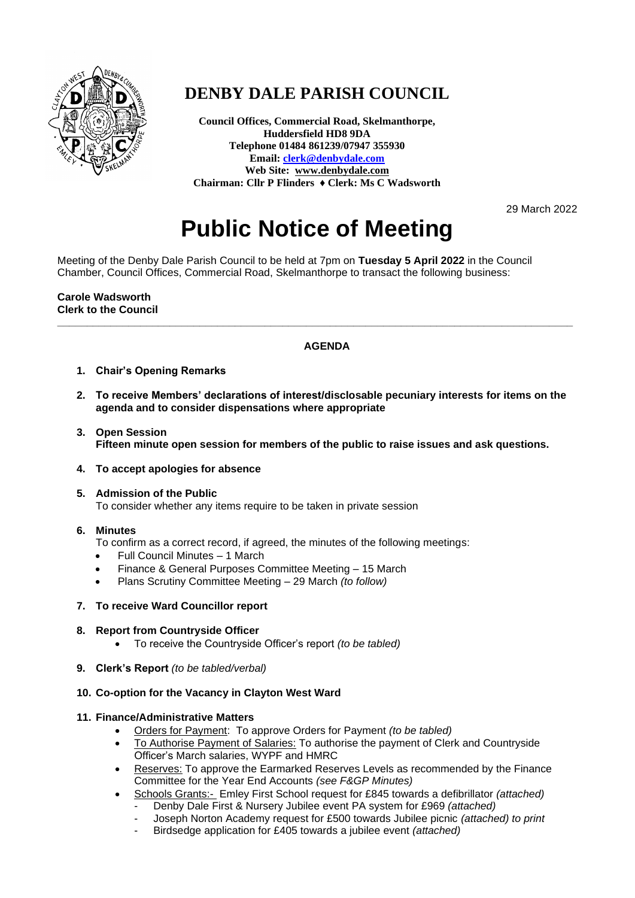# DENBY DALE PARISH COUNCIL

**Council Offices, Commercial Road, Skelmanthorpe, Huddersfield HD8 9DA**
**Telephone 01484 861239/07947 355930**
**Email: clerk@denbydale.com**
**Web Site: www.denbydale.com**
**Chairman: Cllr P Flinders ♦ Clerk: Ms C Wadsworth**

29 March 2022

# Public Notice of Meeting

Meeting of the Denby Dale Parish Council to be held at 7pm on **Tuesday 5 April 2022** in the Council Chamber, Council Offices, Commercial Road, Skelmanthorpe to transact the following business:

**Carole Wadsworth**
**Clerk to the Council**

---

## AGENDA

1. **Chair's Opening Remarks**
2. **To receive Members' declarations of interest/disclosable pecuniary interests for items on the agenda and to consider dispensations where appropriate**
3. **Open Session**
   **Fifteen minute open session for members of the public to raise issues and ask questions.**
4. **To accept apologies for absence**
5. **Admission of the Public**
   To consider whether any items require to be taken in private session
6. **Minutes**
   To confirm as a correct record, if agreed, the minutes of the following meetings:
   - Full Council Minutes – 1 March
   - Finance & General Purposes Committee Meeting – 15 March
   - Plans Scrutiny Committee Meeting – 29 March *(to follow)*
7. **To receive Ward Councillor report**
8. **Report from Countryside Officer**
   - To receive the Countryside Officer's report *(to be tabled)*
9. **Clerk's Report** *(to be tabled/verbal)*
10. **Co-option for the Vacancy in Clayton West Ward**
11. **Finance/Administrative Matters**
    - Orders for Payment: To approve Orders for Payment *(to be tabled)*
    - To Authorise Payment of Salaries: To authorise the payment of Clerk and Countryside Officer's March salaries, WYPF and HMRC
    - Reserves: To approve the Earmarked Reserves Levels as recommended by the Finance Committee for the Year End Accounts *(see F&GP Minutes)*
    - Schools Grants:- Emley First School request for £845 towards a defibrillator *(attached)*
      - Denby Dale First & Nursery Jubilee event PA system for £969 *(attached)*
      - Joseph Norton Academy request for £500 towards Jubilee picnic *(attached) to print*
      - Birdsedge application for £405 towards a jubilee event *(attached)*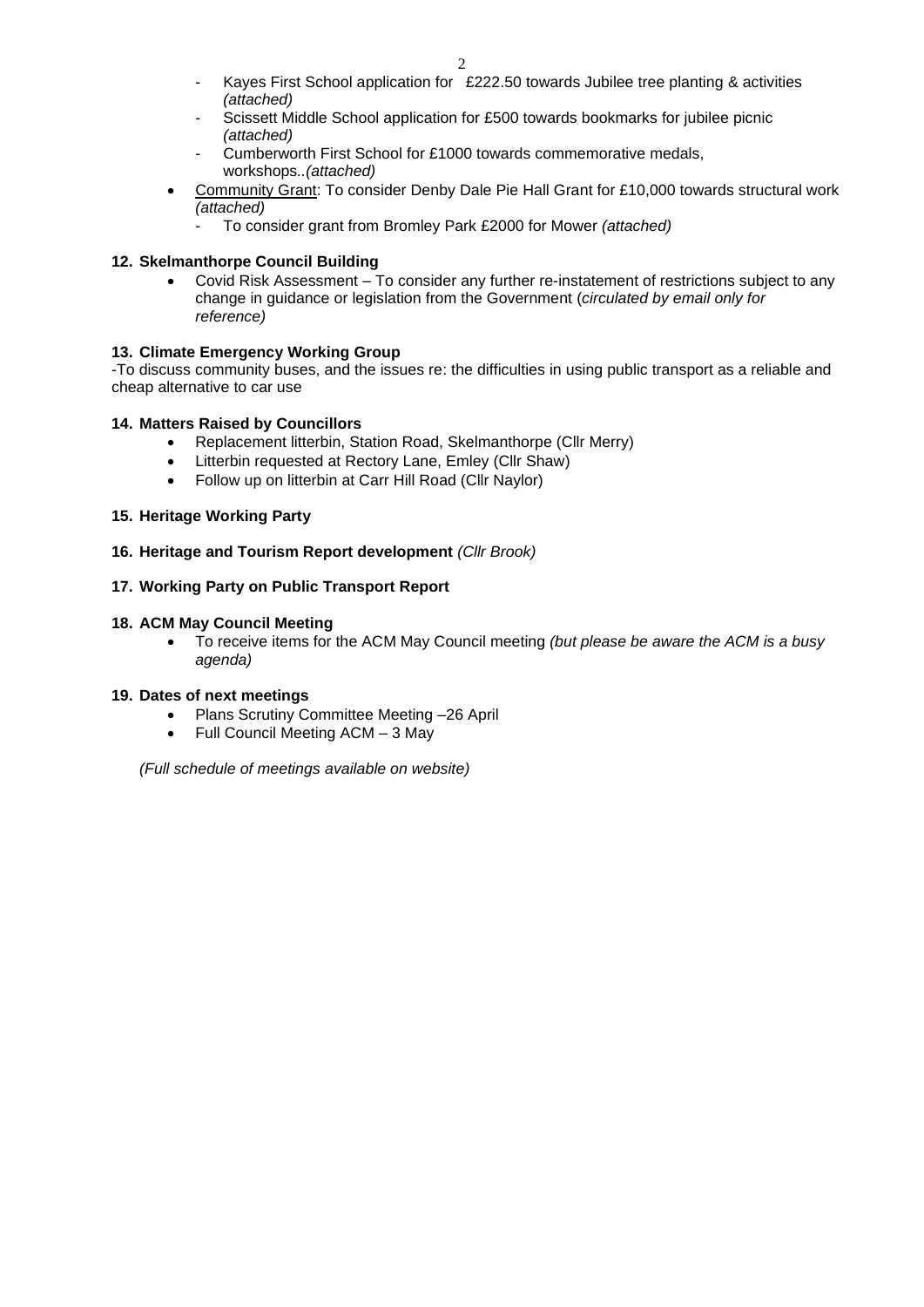- Kayes First School application for £222.50 towards Jubilee tree planting & activities *(attached)*
  - Scissett Middle School application for £500 towards bookmarks for jubilee picnic *(attached)*
  - Cumberworth First School for £1000 towards commemorative medals, workshops..*(attached)*
- Community Grant: To consider Denby Dale Pie Hall Grant for £10,000 towards structural work *(attached)*
  - To consider grant from Bromley Park £2000 for Mower *(attached)*

**12. Skelmanthorpe Council Building**

- Covid Risk Assessment – To consider any further re-instatement of restrictions subject to any change in guidance or legislation from the Government (*circulated by email only for reference)*

**13. Climate Emergency Working Group**

-To discuss community buses, and the issues re: the difficulties in using public transport as a reliable and cheap alternative to car use

**14. Matters Raised by Councillors**

- Replacement litterbin, Station Road, Skelmanthorpe (Cllr Merry)
- Litterbin requested at Rectory Lane, Emley (Cllr Shaw)
- Follow up on litterbin at Carr Hill Road (Cllr Naylor)

**15. Heritage Working Party**

**16. Heritage and Tourism Report development** *(Cllr Brook)*

**17. Working Party on Public Transport Report**

**18. ACM May Council Meeting**

- To receive items for the ACM May Council meeting *(but please be aware the ACM is a busy agenda)*

**19. Dates of next meetings**

- Plans Scrutiny Committee Meeting –26 April
- Full Council Meeting ACM – 3 May

*(Full schedule of meetings available on website)*